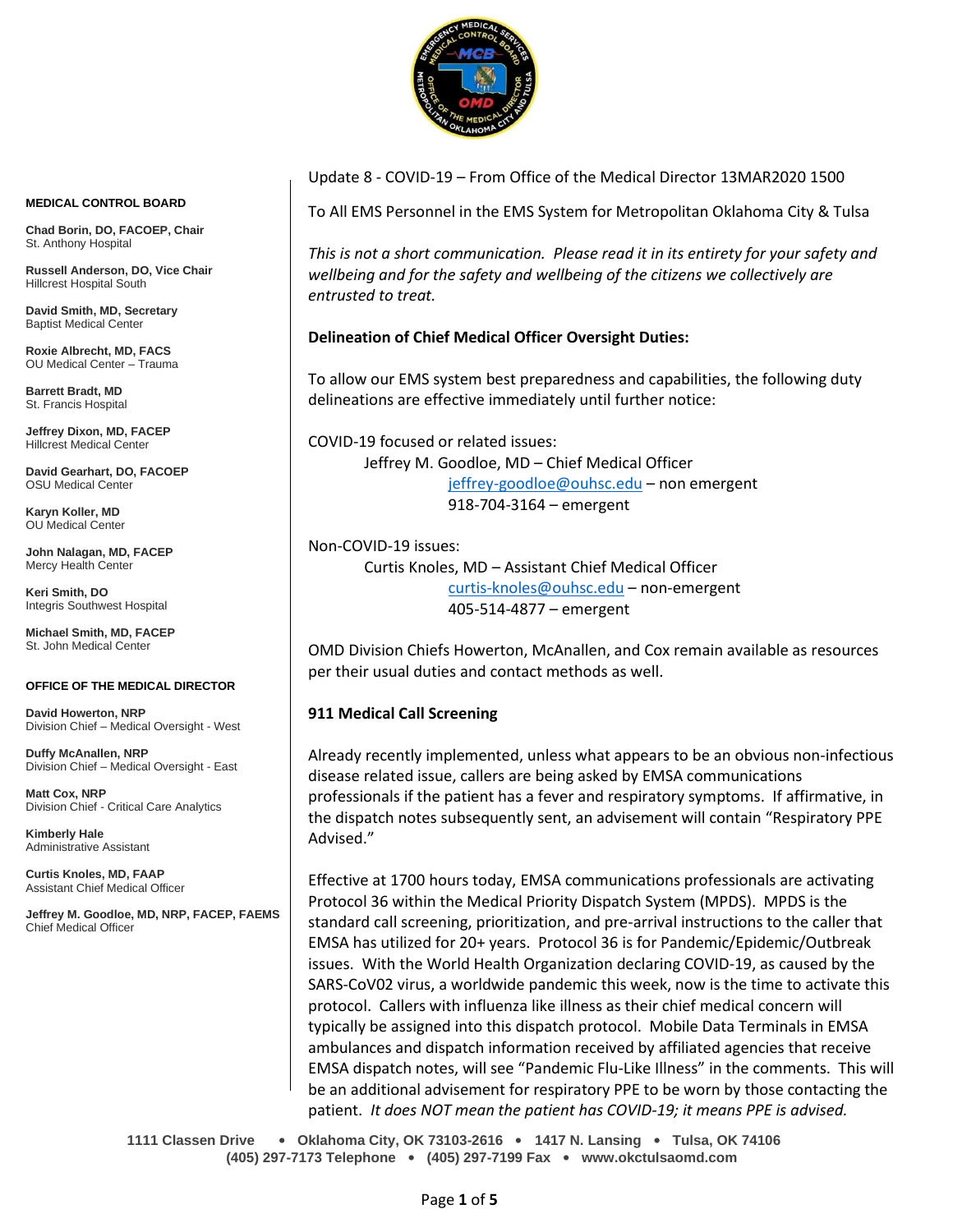**MEDICAL CONTROL BOARD**

**Chad Borin, DO, FACOEP, Chair**
St. Anthony Hospital

**Russell Anderson, DO, Vice Chair**
Hillcrest Hospital South

**David Smith, MD, Secretary**
Baptist Medical Center

**Roxie Albrecht, MD, FACS**
OU Medical Center – Trauma

**Barrett Bradt, MD**
St. Francis Hospital

**Jeffrey Dixon, MD, FACEP**
Hillcrest Medical Center

**David Gearhart, DO, FACOEP**
OSU Medical Center

**Karyn Koller, MD**
OU Medical Center

**John Nalagan, MD, FACEP**
Mercy Health Center

**Keri Smith, DO**
Integris Southwest Hospital

**Michael Smith, MD, FACEP**
St. John Medical Center

**OFFICE OF THE MEDICAL DIRECTOR**

**David Howerton, NRP**
Division Chief – Medical Oversight - West

**Duffy McAnallen, NRP**
Division Chief – Medical Oversight - East

**Matt Cox, NRP**
Division Chief - Critical Care Analytics

**Kimberly Hale**
Administrative Assistant

**Curtis Knoles, MD, FAAP**
Assistant Chief Medical Officer

**Jeffrey M. Goodloe, MD, NRP, FACEP, FAEMS**
Chief Medical Officer

Update 8 - COVID-19 – From Office of the Medical Director 13MAR2020 1500

To All EMS Personnel in the EMS System for Metropolitan Oklahoma City & Tulsa

*This is not a short communication. Please read it in its entirety for your safety and wellbeing and for the safety and wellbeing of the citizens we collectively are entrusted to treat.*

**Delineation of Chief Medical Officer Oversight Duties:**

To allow our EMS system best preparedness and capabilities, the following duty delineations are effective immediately until further notice:

COVID-19 focused or related issues:

Jeffrey M. Goodloe, MD – Chief Medical Officer
jeffrey-goodloe@ouhsc.edu – non emergent
918-704-3164 – emergent

Non-COVID-19 issues:

Curtis Knoles, MD – Assistant Chief Medical Officer
curtis-knoles@ouhsc.edu – non-emergent
405-514-4877 – emergent

OMD Division Chiefs Howerton, McAnallen, and Cox remain available as resources per their usual duties and contact methods as well.

**911 Medical Call Screening**

Already recently implemented, unless what appears to be an obvious non-infectious disease related issue, callers are being asked by EMSA communications professionals if the patient has a fever and respiratory symptoms. If affirmative, in the dispatch notes subsequently sent, an advisement will contain "Respiratory PPE Advised."

Effective at 1700 hours today, EMSA communications professionals are activating Protocol 36 within the Medical Priority Dispatch System (MPDS). MPDS is the standard call screening, prioritization, and pre-arrival instructions to the caller that EMSA has utilized for 20+ years. Protocol 36 is for Pandemic/Epidemic/Outbreak issues. With the World Health Organization declaring COVID-19, as caused by the SARS-CoV02 virus, a worldwide pandemic this week, now is the time to activate this protocol. Callers with influenza like illness as their chief medical concern will typically be assigned into this dispatch protocol. Mobile Data Terminals in EMSA ambulances and dispatch information received by affiliated agencies that receive EMSA dispatch notes, will see "Pandemic Flu-Like Illness" in the comments. This will be an additional advisement for respiratory PPE to be worn by those contacting the patient. *It does NOT mean the patient has COVID-19; it means PPE is advised.*

**1111 Classen Drive • Oklahoma City, OK 73103-2616 • 1417 N. Lansing • Tulsa, OK 74106**
**(405) 297-7173 Telephone • (405) 297-7199 Fax • www.okctulsaomd.com**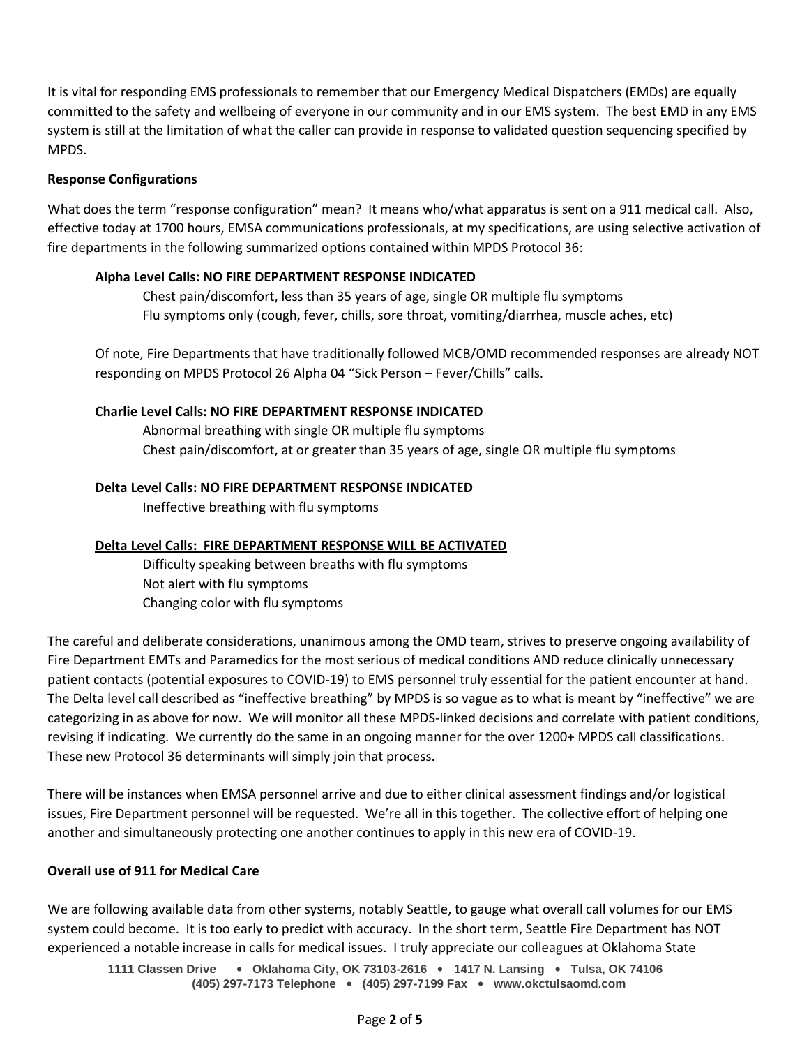It is vital for responding EMS professionals to remember that our Emergency Medical Dispatchers (EMDs) are equally committed to the safety and wellbeing of everyone in our community and in our EMS system. The best EMD in any EMS system is still at the limitation of what the caller can provide in response to validated question sequencing specified by MPDS.

**Response Configurations**

What does the term "response configuration" mean? It means who/what apparatus is sent on a 911 medical call. Also, effective today at 1700 hours, EMSA communications professionals, at my specifications, are using selective activation of fire departments in the following summarized options contained within MPDS Protocol 36:

**Alpha Level Calls: NO FIRE DEPARTMENT RESPONSE INDICATED**

Chest pain/discomfort, less than 35 years of age, single OR multiple flu symptoms
Flu symptoms only (cough, fever, chills, sore throat, vomiting/diarrhea, muscle aches, etc)

Of note, Fire Departments that have traditionally followed MCB/OMD recommended responses are already NOT responding on MPDS Protocol 26 Alpha 04 "Sick Person – Fever/Chills" calls.

**Charlie Level Calls: NO FIRE DEPARTMENT RESPONSE INDICATED**

Abnormal breathing with single OR multiple flu symptoms
Chest pain/discomfort, at or greater than 35 years of age, single OR multiple flu symptoms

**Delta Level Calls: NO FIRE DEPARTMENT RESPONSE INDICATED**

Ineffective breathing with flu symptoms

**Delta Level Calls: FIRE DEPARTMENT RESPONSE WILL BE ACTIVATED**

Difficulty speaking between breaths with flu symptoms
Not alert with flu symptoms
Changing color with flu symptoms

The careful and deliberate considerations, unanimous among the OMD team, strives to preserve ongoing availability of Fire Department EMTs and Paramedics for the most serious of medical conditions AND reduce clinically unnecessary patient contacts (potential exposures to COVID-19) to EMS personnel truly essential for the patient encounter at hand. The Delta level call described as "ineffective breathing" by MPDS is so vague as to what is meant by "ineffective" we are categorizing in as above for now. We will monitor all these MPDS-linked decisions and correlate with patient conditions, revising if indicating. We currently do the same in an ongoing manner for the over 1200+ MPDS call classifications. These new Protocol 36 determinants will simply join that process.

There will be instances when EMSA personnel arrive and due to either clinical assessment findings and/or logistical issues, Fire Department personnel will be requested. We're all in this together. The collective effort of helping one another and simultaneously protecting one another continues to apply in this new era of COVID-19.

**Overall use of 911 for Medical Care**

We are following available data from other systems, notably Seattle, to gauge what overall call volumes for our EMS system could become. It is too early to predict with accuracy. In the short term, Seattle Fire Department has NOT experienced a notable increase in calls for medical issues. I truly appreciate our colleagues at Oklahoma State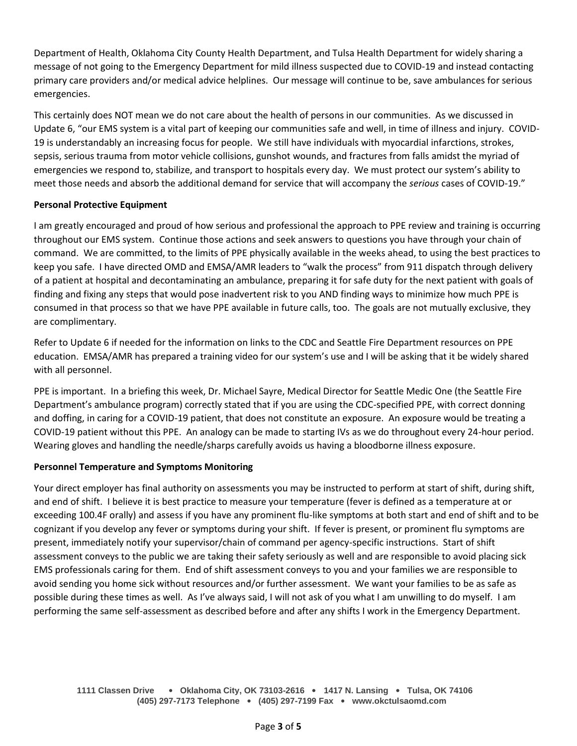Department of Health, Oklahoma City County Health Department, and Tulsa Health Department for widely sharing a message of not going to the Emergency Department for mild illness suspected due to COVID-19 and instead contacting primary care providers and/or medical advice helplines. Our message will continue to be, save ambulances for serious emergencies.

This certainly does NOT mean we do not care about the health of persons in our communities. As we discussed in Update 6, "our EMS system is a vital part of keeping our communities safe and well, in time of illness and injury. COVID-19 is understandably an increasing focus for people. We still have individuals with myocardial infarctions, strokes, sepsis, serious trauma from motor vehicle collisions, gunshot wounds, and fractures from falls amidst the myriad of emergencies we respond to, stabilize, and transport to hospitals every day. We must protect our system's ability to meet those needs and absorb the additional demand for service that will accompany the *serious* cases of COVID-19."

**Personal Protective Equipment**

I am greatly encouraged and proud of how serious and professional the approach to PPE review and training is occurring throughout our EMS system. Continue those actions and seek answers to questions you have through your chain of command. We are committed, to the limits of PPE physically available in the weeks ahead, to using the best practices to keep you safe. I have directed OMD and EMSA/AMR leaders to "walk the process" from 911 dispatch through delivery of a patient at hospital and decontaminating an ambulance, preparing it for safe duty for the next patient with goals of finding and fixing any steps that would pose inadvertent risk to you AND finding ways to minimize how much PPE is consumed in that process so that we have PPE available in future calls, too. The goals are not mutually exclusive, they are complimentary.

Refer to Update 6 if needed for the information on links to the CDC and Seattle Fire Department resources on PPE education. EMSA/AMR has prepared a training video for our system's use and I will be asking that it be widely shared with all personnel.

PPE is important. In a briefing this week, Dr. Michael Sayre, Medical Director for Seattle Medic One (the Seattle Fire Department's ambulance program) correctly stated that if you are using the CDC-specified PPE, with correct donning and doffing, in caring for a COVID-19 patient, that does not constitute an exposure. An exposure would be treating a COVID-19 patient without this PPE. An analogy can be made to starting IVs as we do throughout every 24-hour period. Wearing gloves and handling the needle/sharps carefully avoids us having a bloodborne illness exposure.

**Personnel Temperature and Symptoms Monitoring**

Your direct employer has final authority on assessments you may be instructed to perform at start of shift, during shift, and end of shift. I believe it is best practice to measure your temperature (fever is defined as a temperature at or exceeding 100.4F orally) and assess if you have any prominent flu-like symptoms at both start and end of shift and to be cognizant if you develop any fever or symptoms during your shift. If fever is present, or prominent flu symptoms are present, immediately notify your supervisor/chain of command per agency-specific instructions. Start of shift assessment conveys to the public we are taking their safety seriously as well and are responsible to avoid placing sick EMS professionals caring for them. End of shift assessment conveys to you and your families we are responsible to avoid sending you home sick without resources and/or further assessment. We want your families to be as safe as possible during these times as well. As I've always said, I will not ask of you what I am unwilling to do myself. I am performing the same self-assessment as described before and after any shifts I work in the Emergency Department.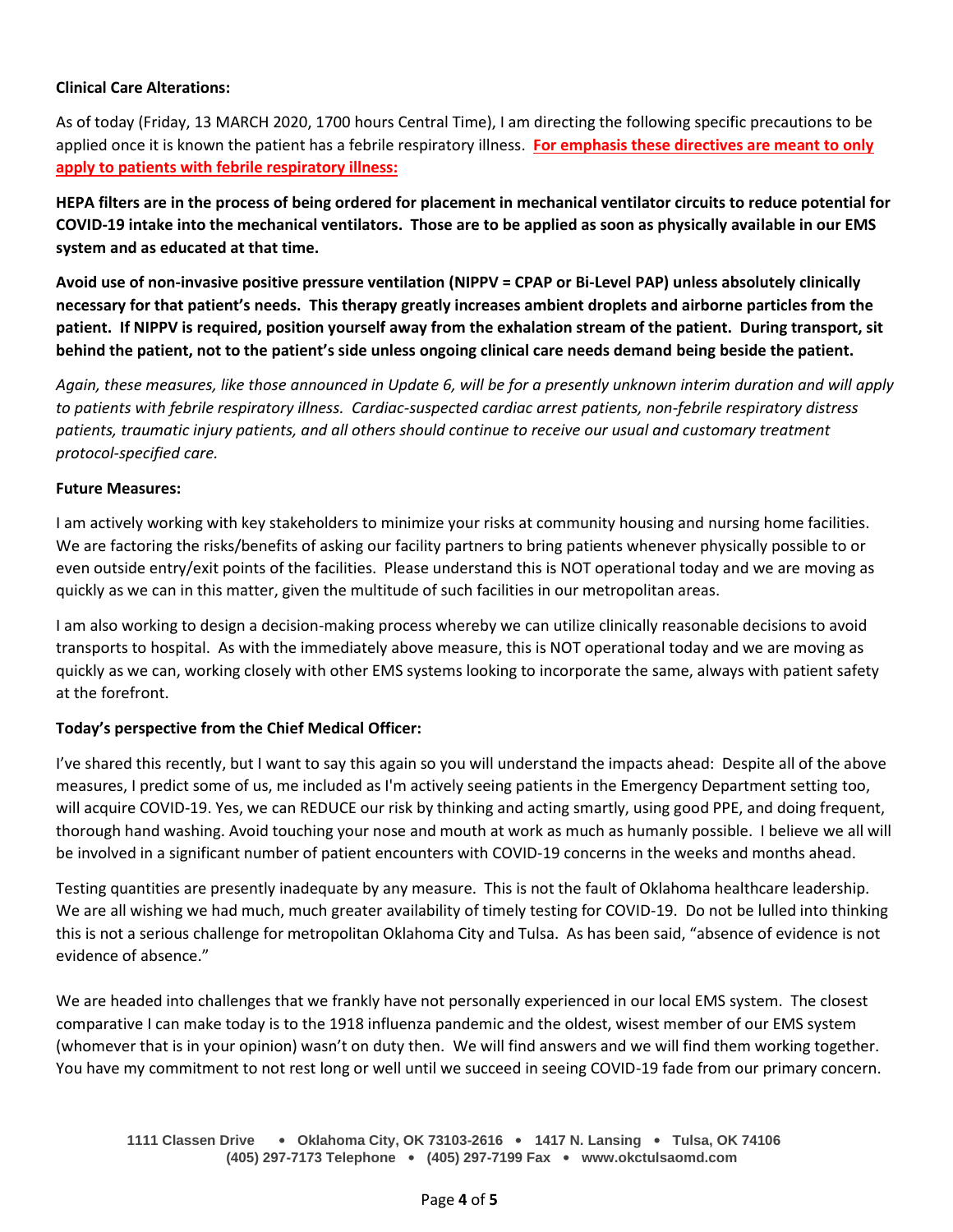**Clinical Care Alterations:**

As of today (Friday, 13 MARCH 2020, 1700 hours Central Time), I am directing the following specific precautions to be applied once it is known the patient has a febrile respiratory illness. **For emphasis these directives are meant to only apply to patients with febrile respiratory illness:**

**HEPA filters are in the process of being ordered for placement in mechanical ventilator circuits to reduce potential for COVID-19 intake into the mechanical ventilators. Those are to be applied as soon as physically available in our EMS system and as educated at that time.**

**Avoid use of non-invasive positive pressure ventilation (NIPPV = CPAP or Bi-Level PAP) unless absolutely clinically necessary for that patient's needs. This therapy greatly increases ambient droplets and airborne particles from the patient. If NIPPV is required, position yourself away from the exhalation stream of the patient. During transport, sit behind the patient, not to the patient's side unless ongoing clinical care needs demand being beside the patient.**

*Again, these measures, like those announced in Update 6, will be for a presently unknown interim duration and will apply to patients with febrile respiratory illness. Cardiac-suspected cardiac arrest patients, non-febrile respiratory distress patients, traumatic injury patients, and all others should continue to receive our usual and customary treatment protocol-specified care.*

**Future Measures:**

I am actively working with key stakeholders to minimize your risks at community housing and nursing home facilities. We are factoring the risks/benefits of asking our facility partners to bring patients whenever physically possible to or even outside entry/exit points of the facilities. Please understand this is NOT operational today and we are moving as quickly as we can in this matter, given the multitude of such facilities in our metropolitan areas.

I am also working to design a decision-making process whereby we can utilize clinically reasonable decisions to avoid transports to hospital. As with the immediately above measure, this is NOT operational today and we are moving as quickly as we can, working closely with other EMS systems looking to incorporate the same, always with patient safety at the forefront.

**Today's perspective from the Chief Medical Officer:**

I've shared this recently, but I want to say this again so you will understand the impacts ahead: Despite all of the above measures, I predict some of us, me included as I'm actively seeing patients in the Emergency Department setting too, will acquire COVID-19. Yes, we can REDUCE our risk by thinking and acting smartly, using good PPE, and doing frequent, thorough hand washing. Avoid touching your nose and mouth at work as much as humanly possible. I believe we all will be involved in a significant number of patient encounters with COVID-19 concerns in the weeks and months ahead.

Testing quantities are presently inadequate by any measure. This is not the fault of Oklahoma healthcare leadership. We are all wishing we had much, much greater availability of timely testing for COVID-19. Do not be lulled into thinking this is not a serious challenge for metropolitan Oklahoma City and Tulsa. As has been said, "absence of evidence is not evidence of absence."

We are headed into challenges that we frankly have not personally experienced in our local EMS system. The closest comparative I can make today is to the 1918 influenza pandemic and the oldest, wisest member of our EMS system (whomever that is in your opinion) wasn't on duty then. We will find answers and we will find them working together. You have my commitment to not rest long or well until we succeed in seeing COVID-19 fade from our primary concern.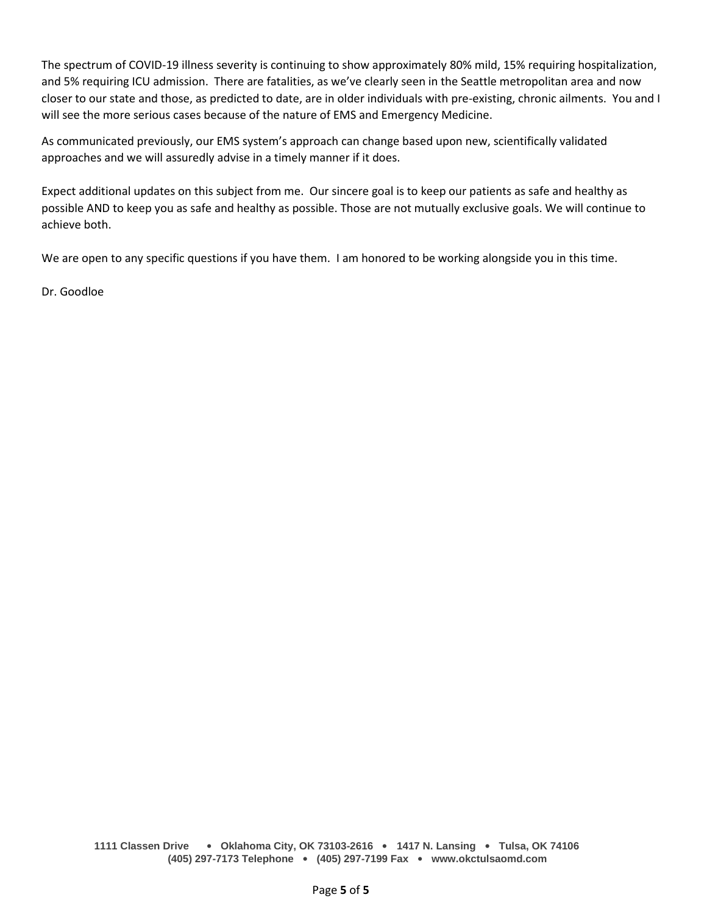The spectrum of COVID-19 illness severity is continuing to show approximately 80% mild, 15% requiring hospitalization, and 5% requiring ICU admission. There are fatalities, as we've clearly seen in the Seattle metropolitan area and now closer to our state and those, as predicted to date, are in older individuals with pre-existing, chronic ailments. You and I will see the more serious cases because of the nature of EMS and Emergency Medicine.

As communicated previously, our EMS system's approach can change based upon new, scientifically validated approaches and we will assuredly advise in a timely manner if it does.

Expect additional updates on this subject from me. Our sincere goal is to keep our patients as safe and healthy as possible AND to keep you as safe and healthy as possible. Those are not mutually exclusive goals. We will continue to achieve both.

We are open to any specific questions if you have them. I am honored to be working alongside you in this time.

Dr. Goodloe